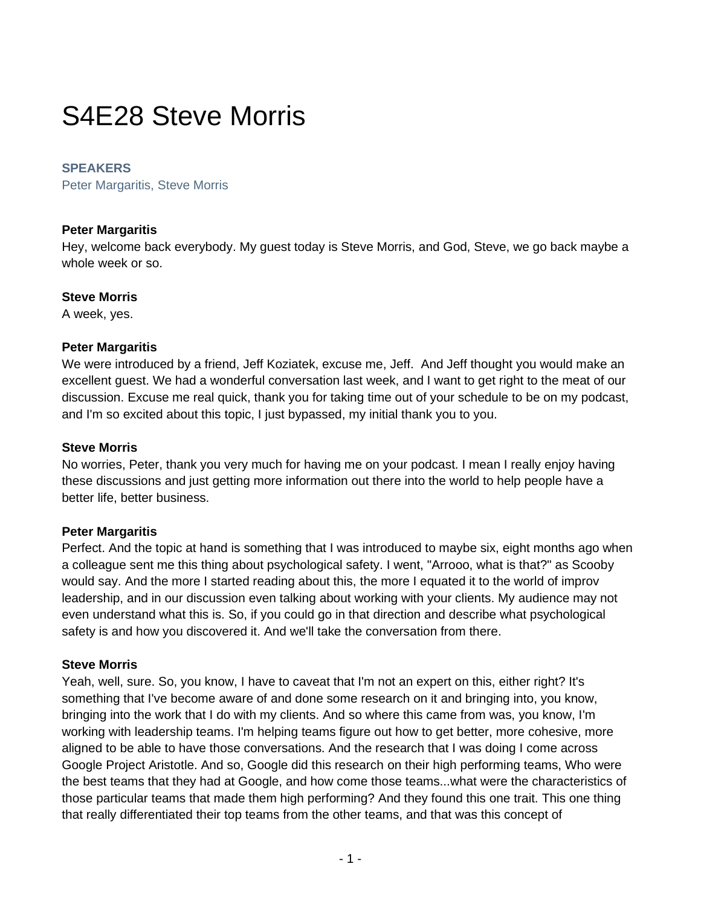# S4E28 Steve Morris

**SPEAKERS**

Peter Margaritis, Steve Morris

**Peter Margaritis**

Hey, welcome back everybody. My guest today is Steve Morris, and God, Steve, we go back maybe a whole week or so.

**Steve Morris**

A week, yes.

**Peter Margaritis**

We were introduced by a friend, Jeff Koziatek, excuse me, Jeff. And Jeff thought you would make an excellent guest. We had a wonderful conversation last week, and I want to get right to the meat of our discussion. Excuse me real quick, thank you for taking time out of your schedule to be on my podcast, and I'm so excited about this topic, I just bypassed, my initial thank you to you.

**Steve Morris**

No worries, Peter, thank you very much for having me on your podcast. I mean I really enjoy having these discussions and just getting more information out there into the world to help people have a better life, better business.

**Peter Margaritis**

Perfect. And the topic at hand is something that I was introduced to maybe six, eight months ago when a colleague sent me this thing about psychological safety. I went, "Arrooo, what is that?" as Scooby would say. And the more I started reading about this, the more I equated it to the world of improv leadership, and in our discussion even talking about working with your clients. My audience may not even understand what this is. So, if you could go in that direction and describe what psychological safety is and how you discovered it. And we'll take the conversation from there.

**Steve Morris**

Yeah, well, sure. So, you know, I have to caveat that I'm not an expert on this, either right? It's something that I've become aware of and done some research on it and bringing into, you know, bringing into the work that I do with my clients. And so where this came from was, you know, I'm working with leadership teams. I'm helping teams figure out how to get better, more cohesive, more aligned to be able to have those conversations. And the research that I was doing I come across Google Project Aristotle. And so, Google did this research on their high performing teams, Who were the best teams that they had at Google, and how come those teams...what were the characteristics of those particular teams that made them high performing? And they found this one trait. This one thing that really differentiated their top teams from the other teams, and that was this concept of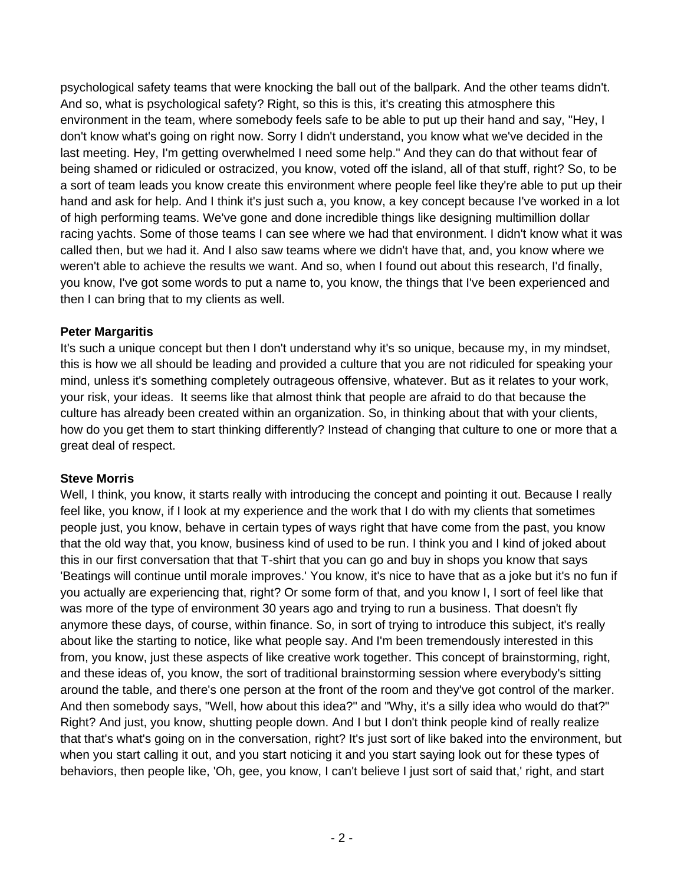psychological safety teams that were knocking the ball out of the ballpark. And the other teams didn't. And so, what is psychological safety? Right, so this is this, it's creating this atmosphere this environment in the team, where somebody feels safe to be able to put up their hand and say, "Hey, I don't know what's going on right now. Sorry I didn't understand, you know what we've decided in the last meeting. Hey, I'm getting overwhelmed I need some help." And they can do that without fear of being shamed or ridiculed or ostracized, you know, voted off the island, all of that stuff, right? So, to be a sort of team leads you know create this environment where people feel like they're able to put up their hand and ask for help. And I think it's just such a, you know, a key concept because I've worked in a lot of high performing teams. We've gone and done incredible things like designing multimillion dollar racing yachts. Some of those teams I can see where we had that environment. I didn't know what it was called then, but we had it. And I also saw teams where we didn't have that, and, you know where we weren't able to achieve the results we want. And so, when I found out about this research, I'd finally, you know, I've got some words to put a name to, you know, the things that I've been experienced and then I can bring that to my clients as well.

**Peter Margaritis**
It's such a unique concept but then I don't understand why it's so unique, because my, in my mindset, this is how we all should be leading and provided a culture that you are not ridiculed for speaking your mind, unless it's something completely outrageous offensive, whatever. But as it relates to your work, your risk, your ideas.  It seems like that almost think that people are afraid to do that because the culture has already been created within an organization. So, in thinking about that with your clients, how do you get them to start thinking differently? Instead of changing that culture to one or more that a great deal of respect.

**Steve Morris**
Well, I think, you know, it starts really with introducing the concept and pointing it out. Because I really feel like, you know, if I look at my experience and the work that I do with my clients that sometimes people just, you know, behave in certain types of ways right that have come from the past, you know that the old way that, you know, business kind of used to be run. I think you and I kind of joked about this in our first conversation that that T-shirt that you can go and buy in shops you know that says 'Beatings will continue until morale improves.' You know, it's nice to have that as a joke but it's no fun if you actually are experiencing that, right? Or some form of that, and you know I, I sort of feel like that was more of the type of environment 30 years ago and trying to run a business. That doesn't fly anymore these days, of course, within finance. So, in sort of trying to introduce this subject, it's really about like the starting to notice, like what people say. And I'm been tremendously interested in this from, you know, just these aspects of like creative work together. This concept of brainstorming, right, and these ideas of, you know, the sort of traditional brainstorming session where everybody's sitting around the table, and there's one person at the front of the room and they've got control of the marker. And then somebody says, "Well, how about this idea?" and "Why, it's a silly idea who would do that?" Right? And just, you know, shutting people down. And I but I don't think people kind of really realize that that's what's going on in the conversation, right? It's just sort of like baked into the environment, but when you start calling it out, and you start noticing it and you start saying look out for these types of behaviors, then people like, 'Oh, gee, you know, I can't believe I just sort of said that,' right, and start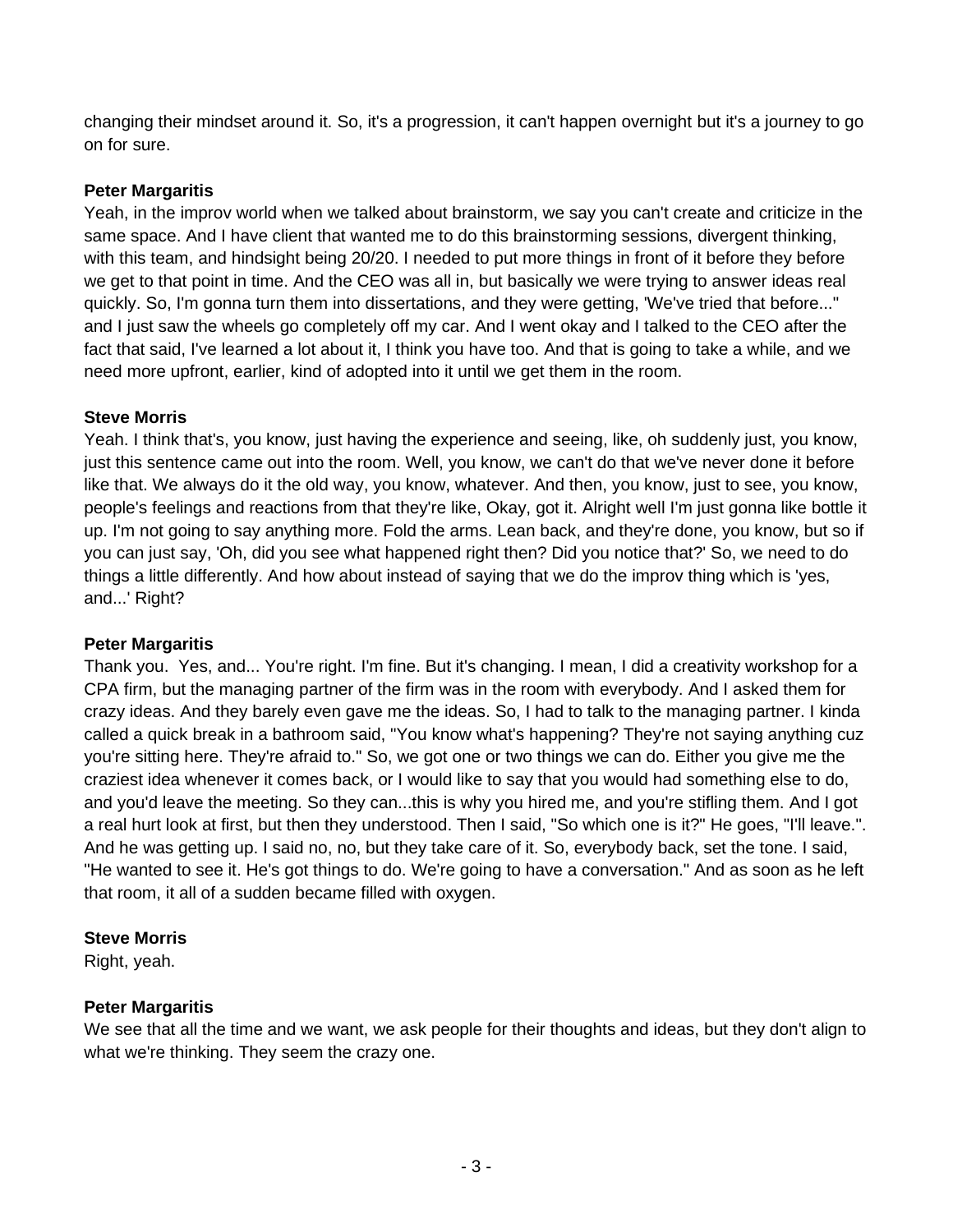changing their mindset around it. So, it's a progression, it can't happen overnight but it's a journey to go on for sure.

**Peter Margaritis**
Yeah, in the improv world when we talked about brainstorm, we say you can't create and criticize in the same space. And I have client that wanted me to do this brainstorming sessions, divergent thinking, with this team, and hindsight being 20/20. I needed to put more things in front of it before they before we get to that point in time. And the CEO was all in, but basically we were trying to answer ideas real quickly. So, I'm gonna turn them into dissertations, and they were getting, 'We've tried that before..." and I just saw the wheels go completely off my car. And I went okay and I talked to the CEO after the fact that said, I've learned a lot about it, I think you have too. And that is going to take a while, and we need more upfront, earlier, kind of adopted into it until we get them in the room.

**Steve Morris**
Yeah. I think that's, you know, just having the experience and seeing, like, oh suddenly just, you know, just this sentence came out into the room. Well, you know, we can't do that we've never done it before like that. We always do it the old way, you know, whatever. And then, you know, just to see, you know, people's feelings and reactions from that they're like, Okay, got it. Alright well I'm just gonna like bottle it up. I'm not going to say anything more. Fold the arms. Lean back, and they're done, you know, but so if you can just say, 'Oh, did you see what happened right then? Did you notice that?' So, we need to do things a little differently. And how about instead of saying that we do the improv thing which is 'yes, and...' Right?

**Peter Margaritis**
Thank you. Yes, and... You're right. I'm fine. But it's changing. I mean, I did a creativity workshop for a CPA firm, but the managing partner of the firm was in the room with everybody. And I asked them for crazy ideas. And they barely even gave me the ideas. So, I had to talk to the managing partner. I kinda called a quick break in a bathroom said, "You know what's happening? They're not saying anything cuz you're sitting here. They're afraid to." So, we got one or two things we can do. Either you give me the craziest idea whenever it comes back, or I would like to say that you would had something else to do, and you'd leave the meeting. So they can...this is why you hired me, and you're stifling them. And I got a real hurt look at first, but then they understood. Then I said, "So which one is it?" He goes, "I'll leave.". And he was getting up. I said no, no, but they take care of it. So, everybody back, set the tone. I said, "He wanted to see it. He's got things to do. We're going to have a conversation." And as soon as he left that room, it all of a sudden became filled with oxygen.

**Steve Morris**
Right, yeah.

**Peter Margaritis**
We see that all the time and we want, we ask people for their thoughts and ideas, but they don't align to what we're thinking. They seem the crazy one.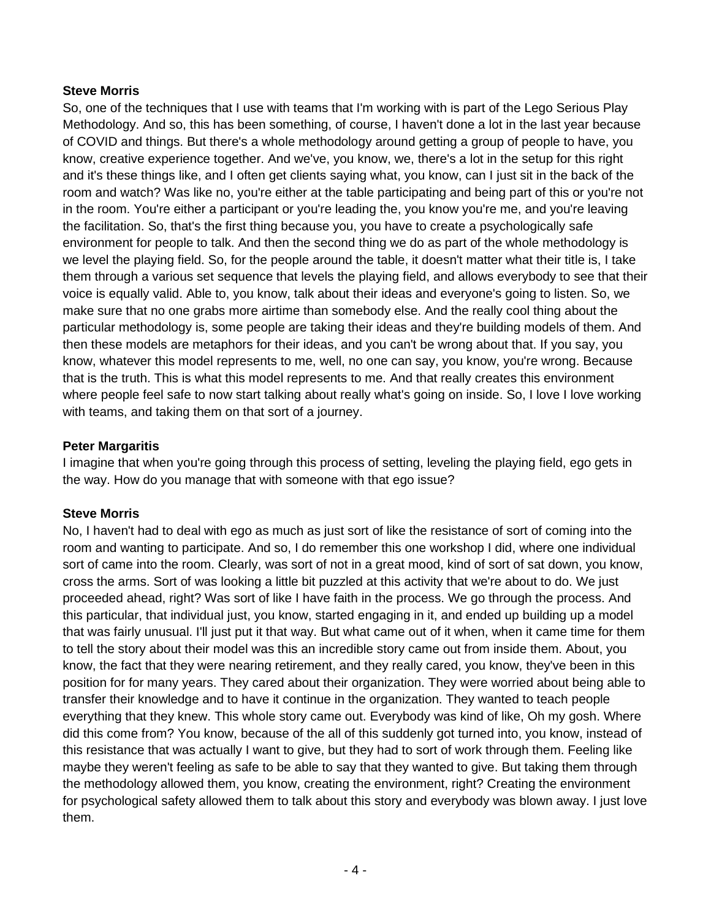**Steve Morris**
So, one of the techniques that I use with teams that I'm working with is part of the Lego Serious Play Methodology. And so, this has been something, of course, I haven't done a lot in the last year because of COVID and things. But there's a whole methodology around getting a group of people to have, you know, creative experience together. And we've, you know, we, there's a lot in the setup for this right and it's these things like, and I often get clients saying what, you know, can I just sit in the back of the room and watch? Was like no, you're either at the table participating and being part of this or you're not in the room. You're either a participant or you're leading the, you know you're me, and you're leaving the facilitation. So, that's the first thing because you, you have to create a psychologically safe environment for people to talk. And then the second thing we do as part of the whole methodology is we level the playing field. So, for the people around the table, it doesn't matter what their title is, I take them through a various set sequence that levels the playing field, and allows everybody to see that their voice is equally valid. Able to, you know, talk about their ideas and everyone's going to listen. So, we make sure that no one grabs more airtime than somebody else. And the really cool thing about the particular methodology is, some people are taking their ideas and they're building models of them. And then these models are metaphors for their ideas, and you can't be wrong about that. If you say, you know, whatever this model represents to me, well, no one can say, you know, you're wrong. Because that is the truth. This is what this model represents to me. And that really creates this environment where people feel safe to now start talking about really what's going on inside. So, I love I love working with teams, and taking them on that sort of a journey.

**Peter Margaritis**
I imagine that when you're going through this process of setting, leveling the playing field, ego gets in the way. How do you manage that with someone with that ego issue?

**Steve Morris**
No, I haven't had to deal with ego as much as just sort of like the resistance of sort of coming into the room and wanting to participate. And so, I do remember this one workshop I did, where one individual sort of came into the room. Clearly, was sort of not in a great mood, kind of sort of sat down, you know, cross the arms. Sort of was looking a little bit puzzled at this activity that we're about to do. We just proceeded ahead, right? Was sort of like I have faith in the process. We go through the process. And this particular, that individual just, you know, started engaging in it, and ended up building up a model that was fairly unusual. I'll just put it that way. But what came out of it when, when it came time for them to tell the story about their model was this an incredible story came out from inside them. About, you know, the fact that they were nearing retirement, and they really cared, you know, they've been in this position for for many years. They cared about their organization. They were worried about being able to transfer their knowledge and to have it continue in the organization. They wanted to teach people everything that they knew. This whole story came out. Everybody was kind of like, Oh my gosh. Where did this come from? You know, because of the all of this suddenly got turned into, you know, instead of this resistance that was actually I want to give, but they had to sort of work through them. Feeling like maybe they weren't feeling as safe to be able to say that they wanted to give. But taking them through the methodology allowed them, you know, creating the environment, right? Creating the environment for psychological safety allowed them to talk about this story and everybody was blown away. I just love them.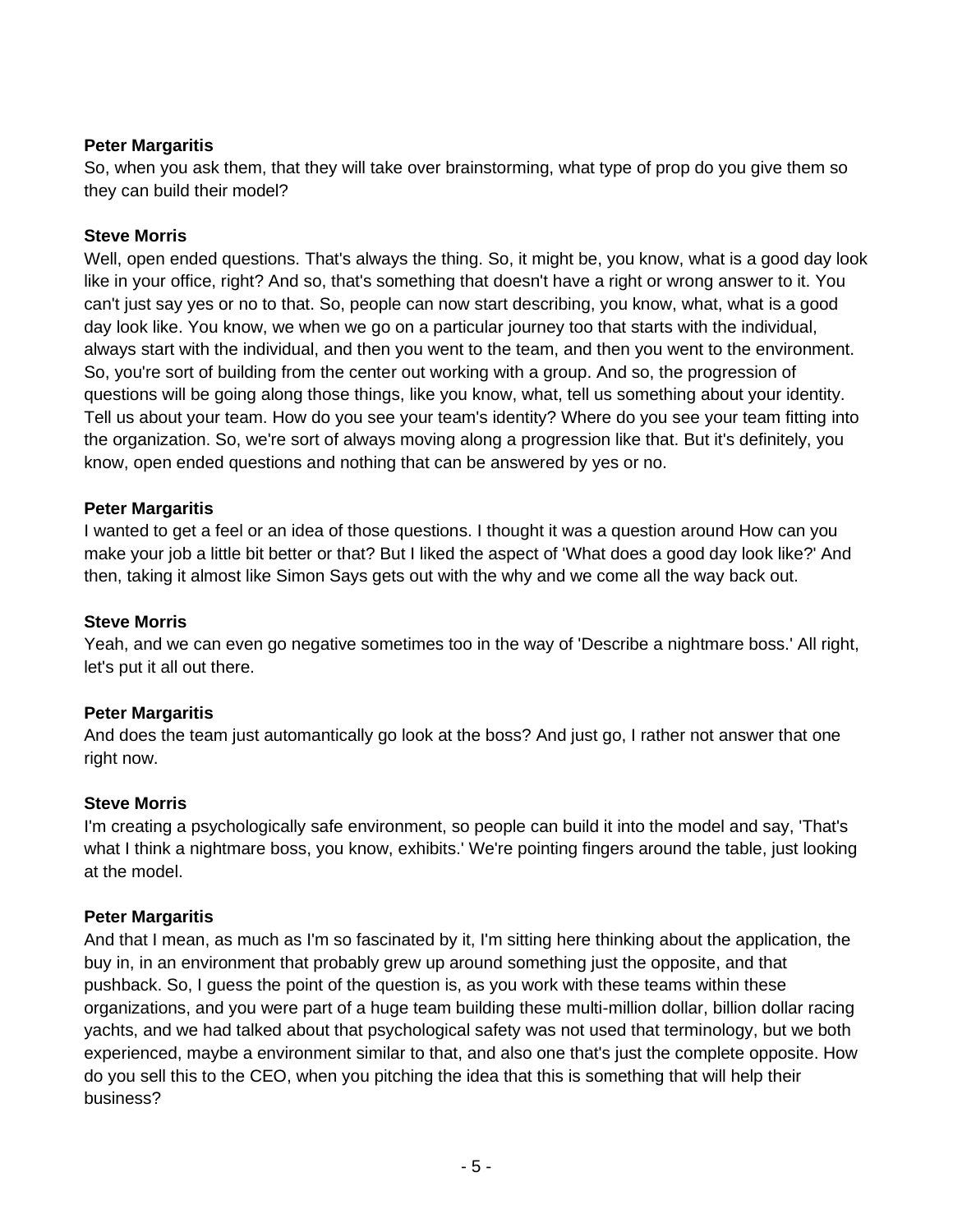**Peter Margaritis**
So, when you ask them, that they will take over brainstorming, what type of prop do you give them so they can build their model?

**Steve Morris**
Well, open ended questions. That's always the thing. So, it might be, you know, what is a good day look like in your office, right? And so, that's something that doesn't have a right or wrong answer to it. You can't just say yes or no to that. So, people can now start describing, you know, what, what is a good day look like. You know, we when we go on a particular journey too that starts with the individual, always start with the individual, and then you went to the team, and then you went to the environment. So, you're sort of building from the center out working with a group. And so, the progression of questions will be going along those things, like you know, what, tell us something about your identity. Tell us about your team. How do you see your team's identity? Where do you see your team fitting into the organization. So, we're sort of always moving along a progression like that. But it's definitely, you know, open ended questions and nothing that can be answered by yes or no.

**Peter Margaritis**
I wanted to get a feel or an idea of those questions. I thought it was a question around How can you make your job a little bit better or that? But I liked the aspect of 'What does a good day look like?' And then, taking it almost like Simon Says gets out with the why and we come all the way back out.

**Steve Morris**
Yeah, and we can even go negative sometimes too in the way of 'Describe a nightmare boss.' All right, let's put it all out there.

**Peter Margaritis**
And does the team just automantically go look at the boss? And just go, I rather not answer that one right now.

**Steve Morris**
I'm creating a psychologically safe environment, so people can build it into the model and say, 'That's what I think a nightmare boss, you know, exhibits.' We're pointing fingers around the table, just looking at the model.

**Peter Margaritis**
And that I mean, as much as I'm so fascinated by it, I'm sitting here thinking about the application, the buy in, in an environment that probably grew up around something just the opposite, and that pushback. So, I guess the point of the question is, as you work with these teams within these organizations, and you were part of a huge team building these multi-million dollar, billion dollar racing yachts, and we had talked about that psychological safety was not used that terminology, but we both experienced, maybe a environment similar to that, and also one that's just the complete opposite. How do you sell this to the CEO, when you pitching the idea that this is something that will help their business?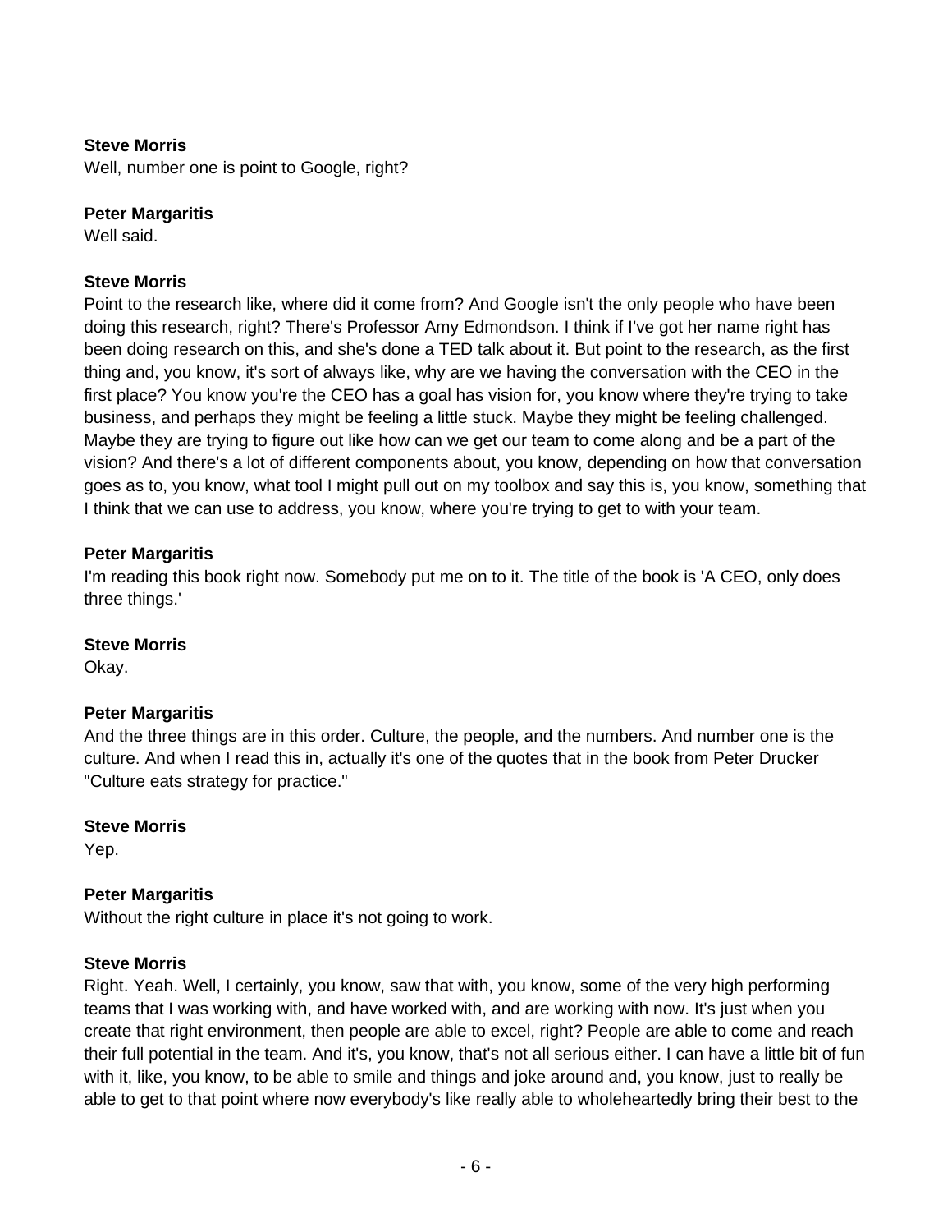**Steve Morris**
Well, number one is point to Google, right?

**Peter Margaritis**
Well said.

**Steve Morris**
Point to the research like, where did it come from? And Google isn't the only people who have been doing this research, right? There's Professor Amy Edmondson. I think if I've got her name right has been doing research on this, and she's done a TED talk about it. But point to the research, as the first thing and, you know, it's sort of always like, why are we having the conversation with the CEO in the first place? You know you're the CEO has a goal has vision for, you know where they're trying to take business, and perhaps they might be feeling a little stuck. Maybe they might be feeling challenged. Maybe they are trying to figure out like how can we get our team to come along and be a part of the vision? And there's a lot of different components about, you know, depending on how that conversation goes as to, you know, what tool I might pull out on my toolbox and say this is, you know, something that I think that we can use to address, you know, where you're trying to get to with your team.

**Peter Margaritis**
I'm reading this book right now. Somebody put me on to it. The title of the book is 'A CEO, only does three things.'

**Steve Morris**
Okay.

**Peter Margaritis**
And the three things are in this order. Culture, the people, and the numbers. And number one is the culture. And when I read this in, actually it's one of the quotes that in the book from Peter Drucker "Culture eats strategy for practice."

**Steve Morris**
Yep.

**Peter Margaritis**
Without the right culture in place it's not going to work.

**Steve Morris**
Right. Yeah. Well, I certainly, you know, saw that with, you know, some of the very high performing teams that I was working with, and have worked with, and are working with now. It's just when you create that right environment, then people are able to excel, right? People are able to come and reach their full potential in the team. And it's, you know, that's not all serious either. I can have a little bit of fun with it, like, you know, to be able to smile and things and joke around and, you know, just to really be able to get to that point where now everybody's like really able to wholeheartedly bring their best to the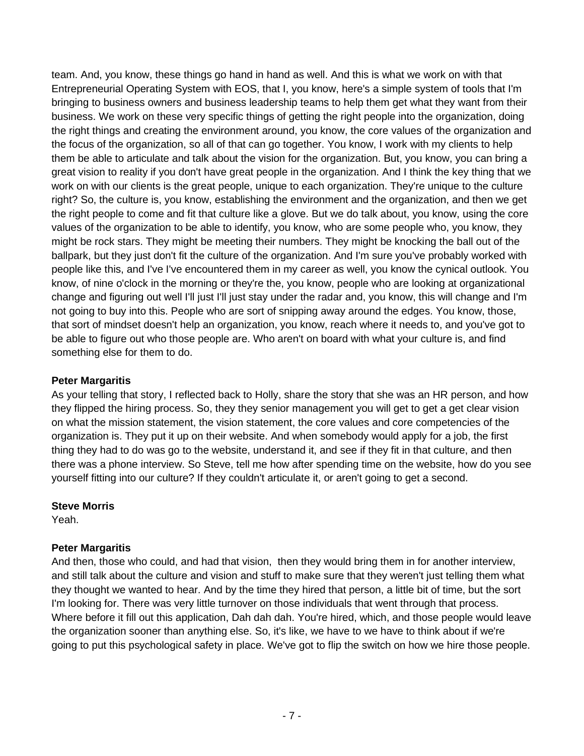team. And, you know, these things go hand in hand as well. And this is what we work on with that Entrepreneurial Operating System with EOS, that I, you know, here's a simple system of tools that I'm bringing to business owners and business leadership teams to help them get what they want from their business. We work on these very specific things of getting the right people into the organization, doing the right things and creating the environment around, you know, the core values of the organization and the focus of the organization, so all of that can go together. You know, I work with my clients to help them be able to articulate and talk about the vision for the organization. But, you know, you can bring a great vision to reality if you don't have great people in the organization. And I think the key thing that we work on with our clients is the great people, unique to each organization. They're unique to the culture right? So, the culture is, you know, establishing the environment and the organization, and then we get the right people to come and fit that culture like a glove. But we do talk about, you know, using the core values of the organization to be able to identify, you know, who are some people who, you know, they might be rock stars. They might be meeting their numbers. They might be knocking the ball out of the ballpark, but they just don't fit the culture of the organization. And I'm sure you've probably worked with people like this, and I've I've encountered them in my career as well, you know the cynical outlook. You know, of nine o'clock in the morning or they're the, you know, people who are looking at organizational change and figuring out well I'll just I'll just stay under the radar and, you know, this will change and I'm not going to buy into this. People who are sort of snipping away around the edges. You know, those, that sort of mindset doesn't help an organization, you know, reach where it needs to, and you've got to be able to figure out who those people are. Who aren't on board with what your culture is, and find something else for them to do.

**Peter Margaritis**
As your telling that story, I reflected back to Holly, share the story that she was an HR person, and how they flipped the hiring process. So, they they senior management you will get to get a get clear vision on what the mission statement, the vision statement, the core values and core competencies of the organization is. They put it up on their website. And when somebody would apply for a job, the first thing they had to do was go to the website, understand it, and see if they fit in that culture, and then there was a phone interview. So Steve, tell me how after spending time on the website, how do you see yourself fitting into our culture? If they couldn't articulate it, or aren't going to get a second.

**Steve Morris**
Yeah.

**Peter Margaritis**
And then, those who could, and had that vision, then they would bring them in for another interview, and still talk about the culture and vision and stuff to make sure that they weren't just telling them what they thought we wanted to hear. And by the time they hired that person, a little bit of time, but the sort I'm looking for. There was very little turnover on those individuals that went through that process. Where before it fill out this application, Dah dah dah. You're hired, which, and those people would leave the organization sooner than anything else. So, it's like, we have to we have to think about if we're going to put this psychological safety in place. We've got to flip the switch on how we hire those people.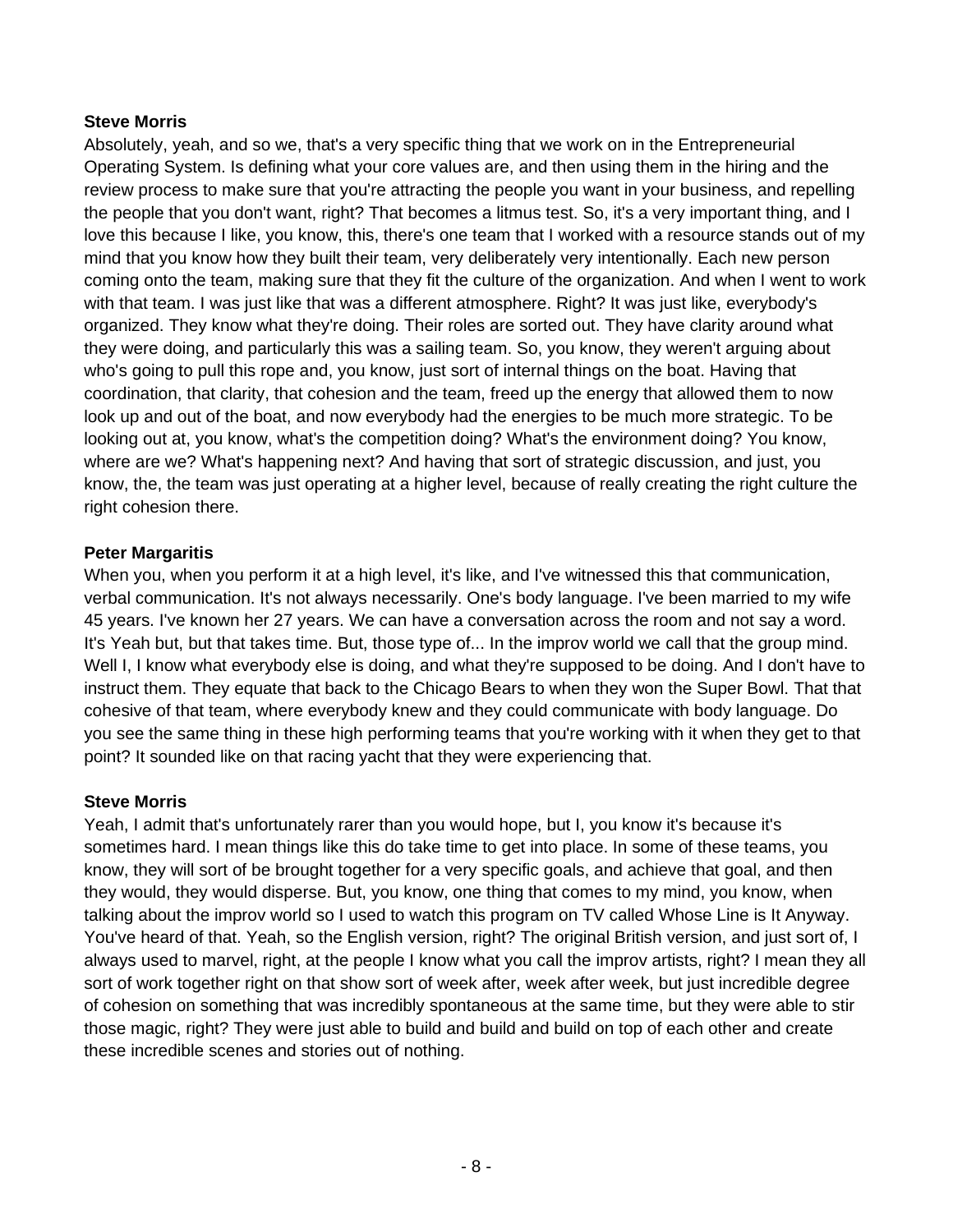**Steve Morris**

Absolutely, yeah, and so we, that's a very specific thing that we work on in the Entrepreneurial Operating System. Is defining what your core values are, and then using them in the hiring and the review process to make sure that you're attracting the people you want in your business, and repelling the people that you don't want, right? That becomes a litmus test. So, it's a very important thing, and I love this because I like, you know, this, there's one team that I worked with a resource stands out of my mind that you know how they built their team, very deliberately very intentionally. Each new person coming onto the team, making sure that they fit the culture of the organization. And when I went to work with that team. I was just like that was a different atmosphere. Right? It was just like, everybody's organized. They know what they're doing. Their roles are sorted out. They have clarity around what they were doing, and particularly this was a sailing team. So, you know, they weren't arguing about who's going to pull this rope and, you know, just sort of internal things on the boat. Having that coordination, that clarity, that cohesion and the team, freed up the energy that allowed them to now look up and out of the boat, and now everybody had the energies to be much more strategic. To be looking out at, you know, what's the competition doing? What's the environment doing? You know, where are we? What's happening next? And having that sort of strategic discussion, and just, you know, the, the team was just operating at a higher level, because of really creating the right culture the right cohesion there.

**Peter Margaritis**

When you, when you perform it at a high level, it's like, and I've witnessed this that communication, verbal communication. It's not always necessarily. One's body language. I've been married to my wife 45 years. I've known her 27 years. We can have a conversation across the room and not say a word. It's Yeah but, but that takes time. But, those type of... In the improv world we call that the group mind. Well I, I know what everybody else is doing, and what they're supposed to be doing. And I don't have to instruct them. They equate that back to the Chicago Bears to when they won the Super Bowl. That that cohesive of that team, where everybody knew and they could communicate with body language. Do you see the same thing in these high performing teams that you're working with it when they get to that point? It sounded like on that racing yacht that they were experiencing that.

**Steve Morris**

Yeah, I admit that's unfortunately rarer than you would hope, but I, you know it's because it's sometimes hard. I mean things like this do take time to get into place. In some of these teams, you know, they will sort of be brought together for a very specific goals, and achieve that goal, and then they would, they would disperse. But, you know, one thing that comes to my mind, you know, when talking about the improv world so I used to watch this program on TV called Whose Line is It Anyway. You've heard of that. Yeah, so the English version, right? The original British version, and just sort of, I always used to marvel, right, at the people I know what you call the improv artists, right? I mean they all sort of work together right on that show sort of week after, week after week, but just incredible degree of cohesion on something that was incredibly spontaneous at the same time, but they were able to stir those magic, right? They were just able to build and build and build on top of each other and create these incredible scenes and stories out of nothing.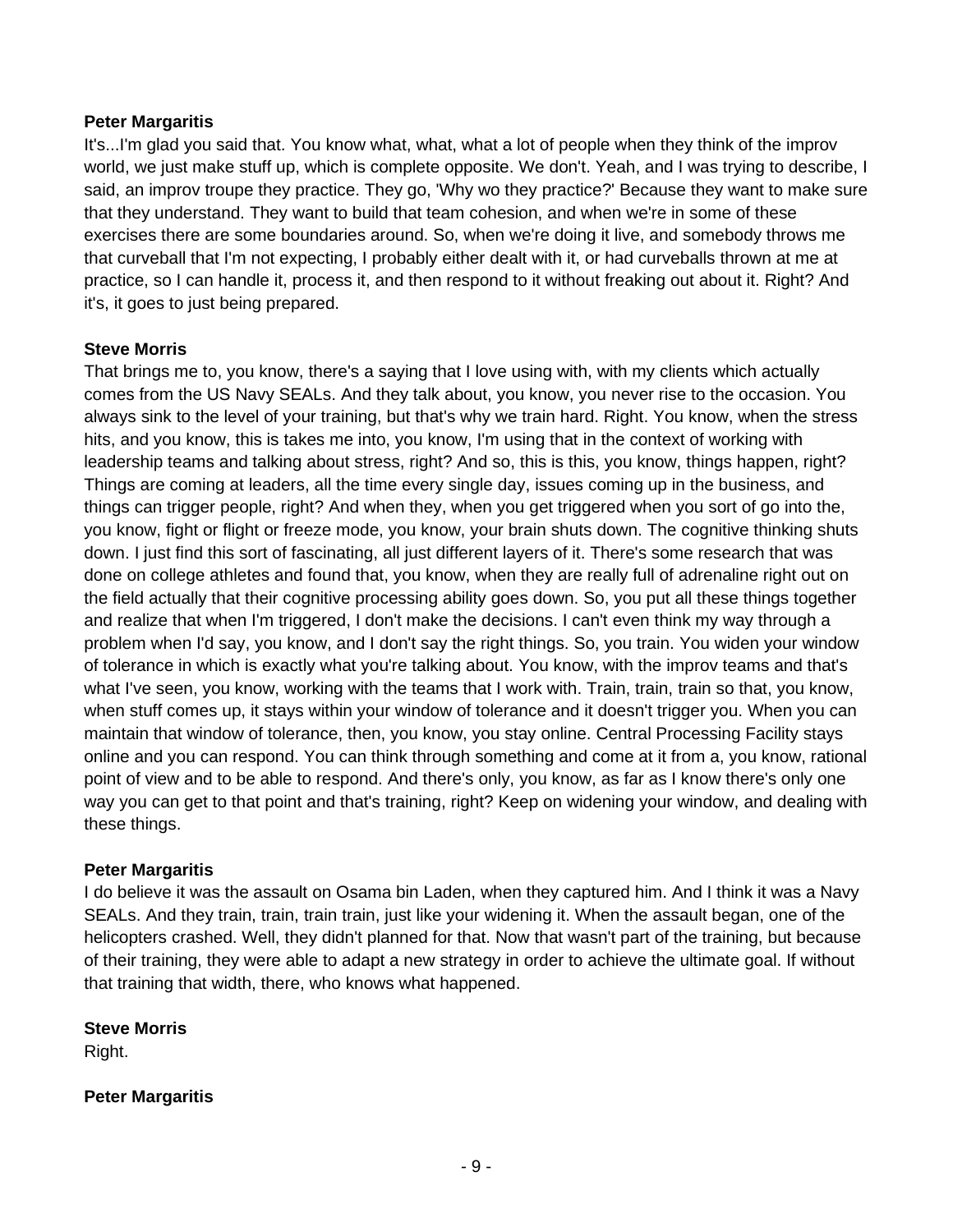**Peter Margaritis**
It's...I'm glad you said that. You know what, what, what a lot of people when they think of the improv world, we just make stuff up, which is complete opposite. We don't. Yeah, and I was trying to describe, I said, an improv troupe they practice. They go, 'Why wo they practice?' Because they want to make sure that they understand. They want to build that team cohesion, and when we're in some of these exercises there are some boundaries around. So, when we're doing it live, and somebody throws me that curveball that I'm not expecting, I probably either dealt with it, or had curveballs thrown at me at practice, so I can handle it, process it, and then respond to it without freaking out about it. Right? And it's, it goes to just being prepared.

**Steve Morris**
That brings me to, you know, there's a saying that I love using with, with my clients which actually comes from the US Navy SEALs. And they talk about, you know, you never rise to the occasion. You always sink to the level of your training, but that's why we train hard. Right. You know, when the stress hits, and you know, this is takes me into, you know, I'm using that in the context of working with leadership teams and talking about stress, right? And so, this is this, you know, things happen, right? Things are coming at leaders, all the time every single day, issues coming up in the business, and things can trigger people, right? And when they, when you get triggered when you sort of go into the, you know, fight or flight or freeze mode, you know, your brain shuts down. The cognitive thinking shuts down. I just find this sort of fascinating, all just different layers of it. There's some research that was done on college athletes and found that, you know, when they are really full of adrenaline right out on the field actually that their cognitive processing ability goes down. So, you put all these things together and realize that when I'm triggered, I don't make the decisions. I can't even think my way through a problem when I'd say, you know, and I don't say the right things. So, you train. You widen your window of tolerance in which is exactly what you're talking about. You know, with the improv teams and that's what I've seen, you know, working with the teams that I work with. Train, train, train so that, you know, when stuff comes up, it stays within your window of tolerance and it doesn't trigger you. When you can maintain that window of tolerance, then, you know, you stay online. Central Processing Facility stays online and you can respond. You can think through something and come at it from a, you know, rational point of view and to be able to respond. And there's only, you know, as far as I know there's only one way you can get to that point and that's training, right? Keep on widening your window, and dealing with these things.

**Peter Margaritis**
I do believe it was the assault on Osama bin Laden, when they captured him. And I think it was a Navy SEALs. And they train, train, train train, just like your widening it. When the assault began, one of the helicopters crashed. Well, they didn't planned for that. Now that wasn't part of the training, but because of their training, they were able to adapt a new strategy in order to achieve the ultimate goal. If without that training that width, there, who knows what happened.

**Steve Morris**
Right.

**Peter Margaritis**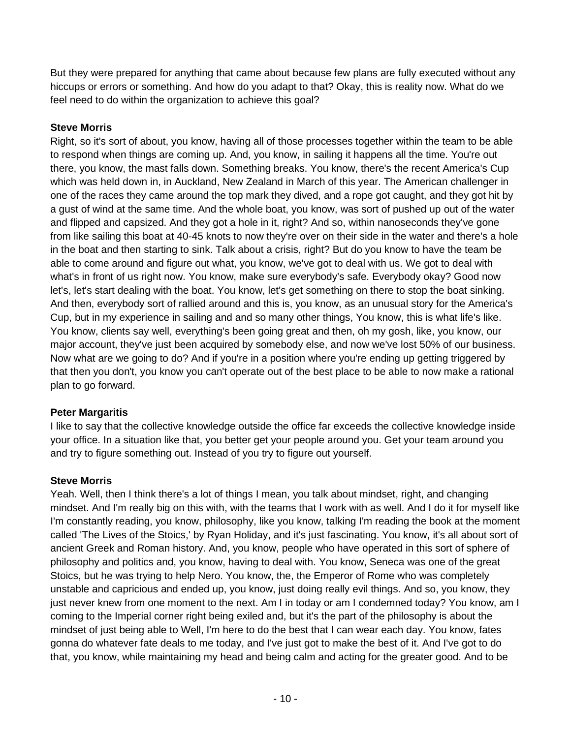But they were prepared for anything that came about because few plans are fully executed without any hiccups or errors or something. And how do you adapt to that? Okay, this is reality now. What do we feel need to do within the organization to achieve this goal?

**Steve Morris**
Right, so it's sort of about, you know, having all of those processes together within the team to be able to respond when things are coming up. And, you know, in sailing it happens all the time. You're out there, you know, the mast falls down. Something breaks. You know, there's the recent America's Cup which was held down in, in Auckland, New Zealand in March of this year. The American challenger in one of the races they came around the top mark they dived, and a rope got caught, and they got hit by a gust of wind at the same time. And the whole boat, you know, was sort of pushed up out of the water and flipped and capsized. And they got a hole in it, right? And so, within nanoseconds they've gone from like sailing this boat at 40-45 knots to now they're over on their side in the water and there's a hole in the boat and then starting to sink. Talk about a crisis, right? But do you know to have the team be able to come around and figure out what, you know, we've got to deal with us. We got to deal with what's in front of us right now. You know, make sure everybody's safe. Everybody okay? Good now let's, let's start dealing with the boat. You know, let's get something on there to stop the boat sinking. And then, everybody sort of rallied around and this is, you know, as an unusual story for the America's Cup, but in my experience in sailing and and so many other things, You know, this is what life's like. You know, clients say well, everything's been going great and then, oh my gosh, like, you know, our major account, they've just been acquired by somebody else, and now we've lost 50% of our business. Now what are we going to do? And if you're in a position where you're ending up getting triggered by that then you don't, you know you can't operate out of the best place to be able to now make a rational plan to go forward.

**Peter Margaritis**
I like to say that the collective knowledge outside the office far exceeds the collective knowledge inside your office. In a situation like that, you better get your people around you. Get your team around you and try to figure something out. Instead of you try to figure out yourself.

**Steve Morris**
Yeah. Well, then I think there's a lot of things I mean, you talk about mindset, right, and changing mindset. And I'm really big on this with, with the teams that I work with as well. And I do it for myself like I'm constantly reading, you know, philosophy, like you know, talking I'm reading the book at the moment called 'The Lives of the Stoics,' by Ryan Holiday, and it's just fascinating. You know, it's all about sort of ancient Greek and Roman history. And, you know, people who have operated in this sort of sphere of philosophy and politics and, you know, having to deal with. You know, Seneca was one of the great Stoics, but he was trying to help Nero. You know, the, the Emperor of Rome who was completely unstable and capricious and ended up, you know, just doing really evil things. And so, you know, they just never knew from one moment to the next. Am I in today or am I condemned today? You know, am I coming to the Imperial corner right being exiled and, but it's the part of the philosophy is about the mindset of just being able to Well, I'm here to do the best that I can wear each day. You know, fates gonna do whatever fate deals to me today, and I've just got to make the best of it. And I've got to do that, you know, while maintaining my head and being calm and acting for the greater good. And to be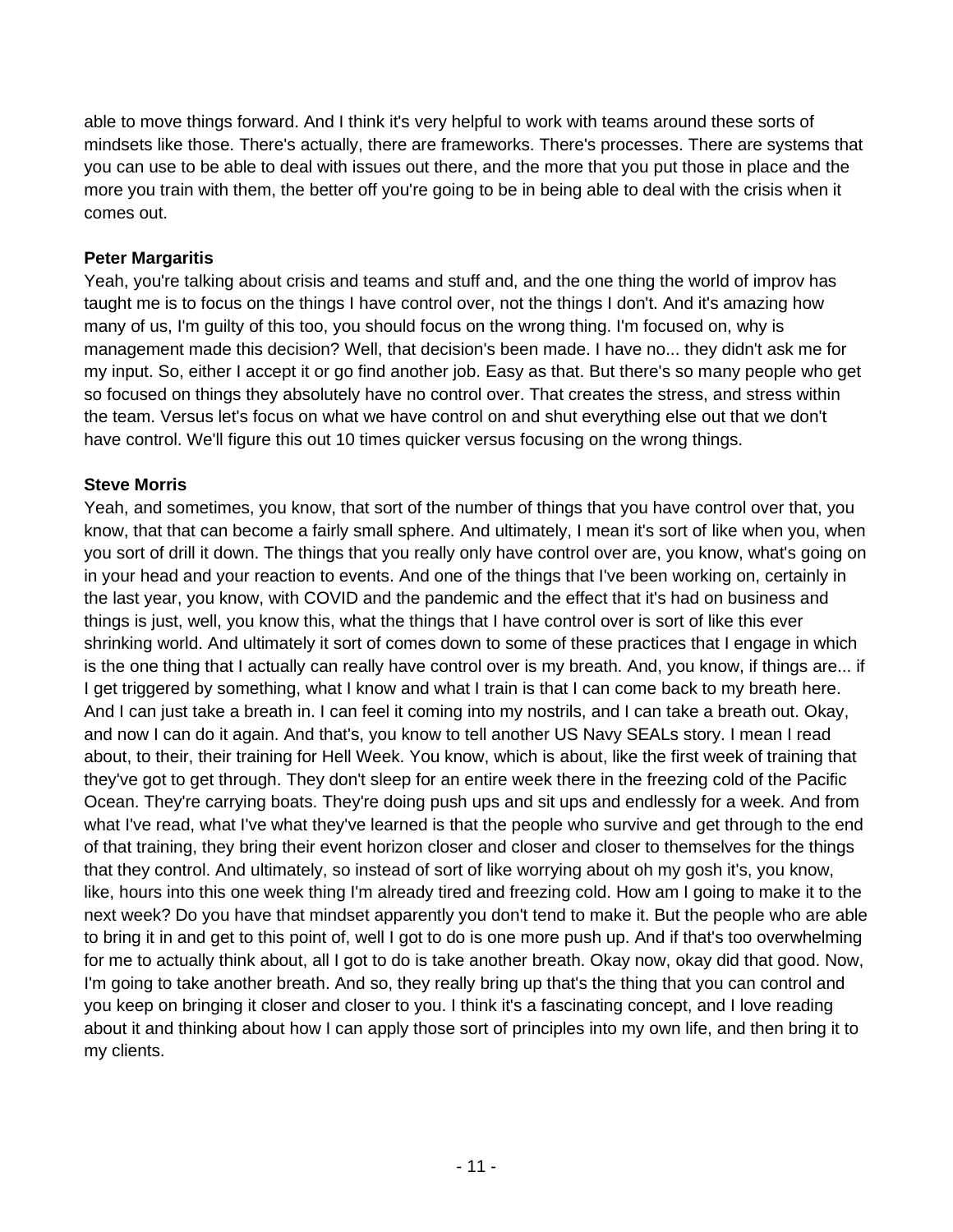able to move things forward. And I think it's very helpful to work with teams around these sorts of mindsets like those. There's actually, there are frameworks. There's processes. There are systems that you can use to be able to deal with issues out there, and the more that you put those in place and the more you train with them, the better off you're going to be in being able to deal with the crisis when it comes out.

**Peter Margaritis**
Yeah, you're talking about crisis and teams and stuff and, and the one thing the world of improv has taught me is to focus on the things I have control over, not the things I don't. And it's amazing how many of us, I'm guilty of this too, you should focus on the wrong thing. I'm focused on, why is management made this decision? Well, that decision's been made. I have no... they didn't ask me for my input. So, either I accept it or go find another job. Easy as that. But there's so many people who get so focused on things they absolutely have no control over. That creates the stress, and stress within the team. Versus let's focus on what we have control on and shut everything else out that we don't have control. We'll figure this out 10 times quicker versus focusing on the wrong things.

**Steve Morris**
Yeah, and sometimes, you know, that sort of the number of things that you have control over that, you know, that that can become a fairly small sphere. And ultimately, I mean it's sort of like when you, when you sort of drill it down. The things that you really only have control over are, you know, what's going on in your head and your reaction to events. And one of the things that I've been working on, certainly in the last year, you know, with COVID and the pandemic and the effect that it's had on business and things is just, well, you know this, what the things that I have control over is sort of like this ever shrinking world. And ultimately it sort of comes down to some of these practices that I engage in which is the one thing that I actually can really have control over is my breath. And, you know, if things are... if I get triggered by something, what I know and what I train is that I can come back to my breath here. And I can just take a breath in. I can feel it coming into my nostrils, and I can take a breath out. Okay, and now I can do it again. And that's, you know to tell another US Navy SEALs story. I mean I read about, to their, their training for Hell Week. You know, which is about, like the first week of training that they've got to get through. They don't sleep for an entire week there in the freezing cold of the Pacific Ocean. They're carrying boats. They're doing push ups and sit ups and endlessly for a week. And from what I've read, what I've what they've learned is that the people who survive and get through to the end of that training, they bring their event horizon closer and closer and closer to themselves for the things that they control. And ultimately, so instead of sort of like worrying about oh my gosh it's, you know, like, hours into this one week thing I'm already tired and freezing cold. How am I going to make it to the next week? Do you have that mindset apparently you don't tend to make it. But the people who are able to bring it in and get to this point of, well I got to do is one more push up. And if that's too overwhelming for me to actually think about, all I got to do is take another breath. Okay now, okay did that good. Now, I'm going to take another breath. And so, they really bring up that's the thing that you can control and you keep on bringing it closer and closer to you. I think it's a fascinating concept, and I love reading about it and thinking about how I can apply those sort of principles into my own life, and then bring it to my clients.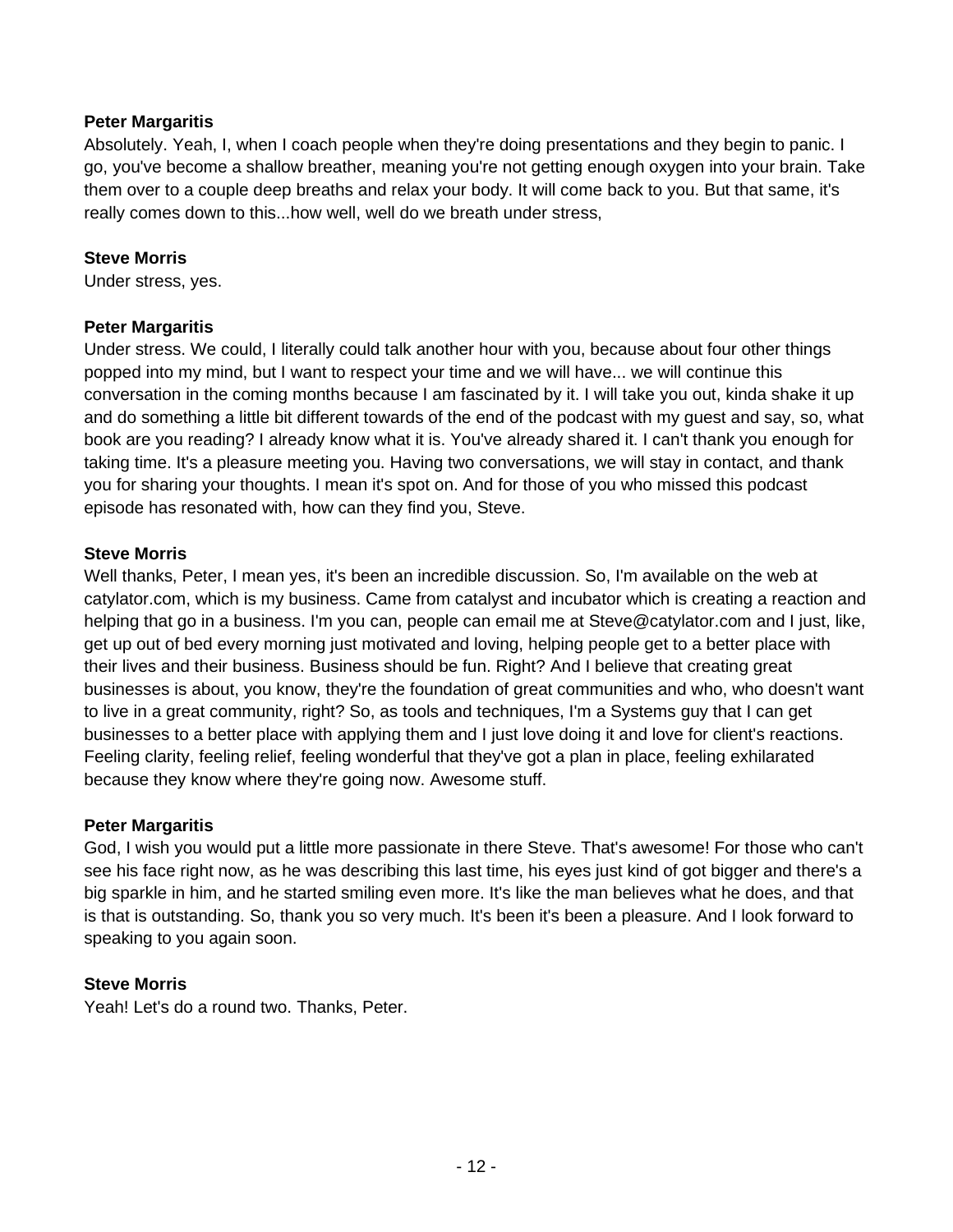**Peter Margaritis**

Absolutely. Yeah, I, when I coach people when they're doing presentations and they begin to panic. I go, you've become a shallow breather, meaning you're not getting enough oxygen into your brain. Take them over to a couple deep breaths and relax your body. It will come back to you. But that same, it's really comes down to this...how well, well do we breath under stress,

**Steve Morris**

Under stress, yes.

**Peter Margaritis**

Under stress. We could, I literally could talk another hour with you, because about four other things popped into my mind, but I want to respect your time and we will have... we will continue this conversation in the coming months because I am fascinated by it. I will take you out, kinda shake it up and do something a little bit different towards of the end of the podcast with my guest and say, so, what book are you reading? I already know what it is. You've already shared it. I can't thank you enough for taking time. It's a pleasure meeting you. Having two conversations, we will stay in contact, and thank you for sharing your thoughts. I mean it's spot on. And for those of you who missed this podcast episode has resonated with, how can they find you, Steve.

**Steve Morris**

Well thanks, Peter, I mean yes, it's been an incredible discussion. So, I'm available on the web at catylator.com, which is my business. Came from catalyst and incubator which is creating a reaction and helping that go in a business. I'm you can, people can email me at Steve@catylator.com and I just, like, get up out of bed every morning just motivated and loving, helping people get to a better place with their lives and their business. Business should be fun. Right? And I believe that creating great businesses is about, you know, they're the foundation of great communities and who, who doesn't want to live in a great community, right? So, as tools and techniques, I'm a Systems guy that I can get businesses to a better place with applying them and I just love doing it and love for client's reactions. Feeling clarity, feeling relief, feeling wonderful that they've got a plan in place, feeling exhilarated because they know where they're going now. Awesome stuff.

**Peter Margaritis**

God, I wish you would put a little more passionate in there Steve. That's awesome! For those who can't see his face right now, as he was describing this last time, his eyes just kind of got bigger and there's a big sparkle in him, and he started smiling even more. It's like the man believes what he does, and that is that is outstanding. So, thank you so very much. It's been it's been a pleasure. And I look forward to speaking to you again soon.

**Steve Morris**

Yeah! Let's do a round two. Thanks, Peter.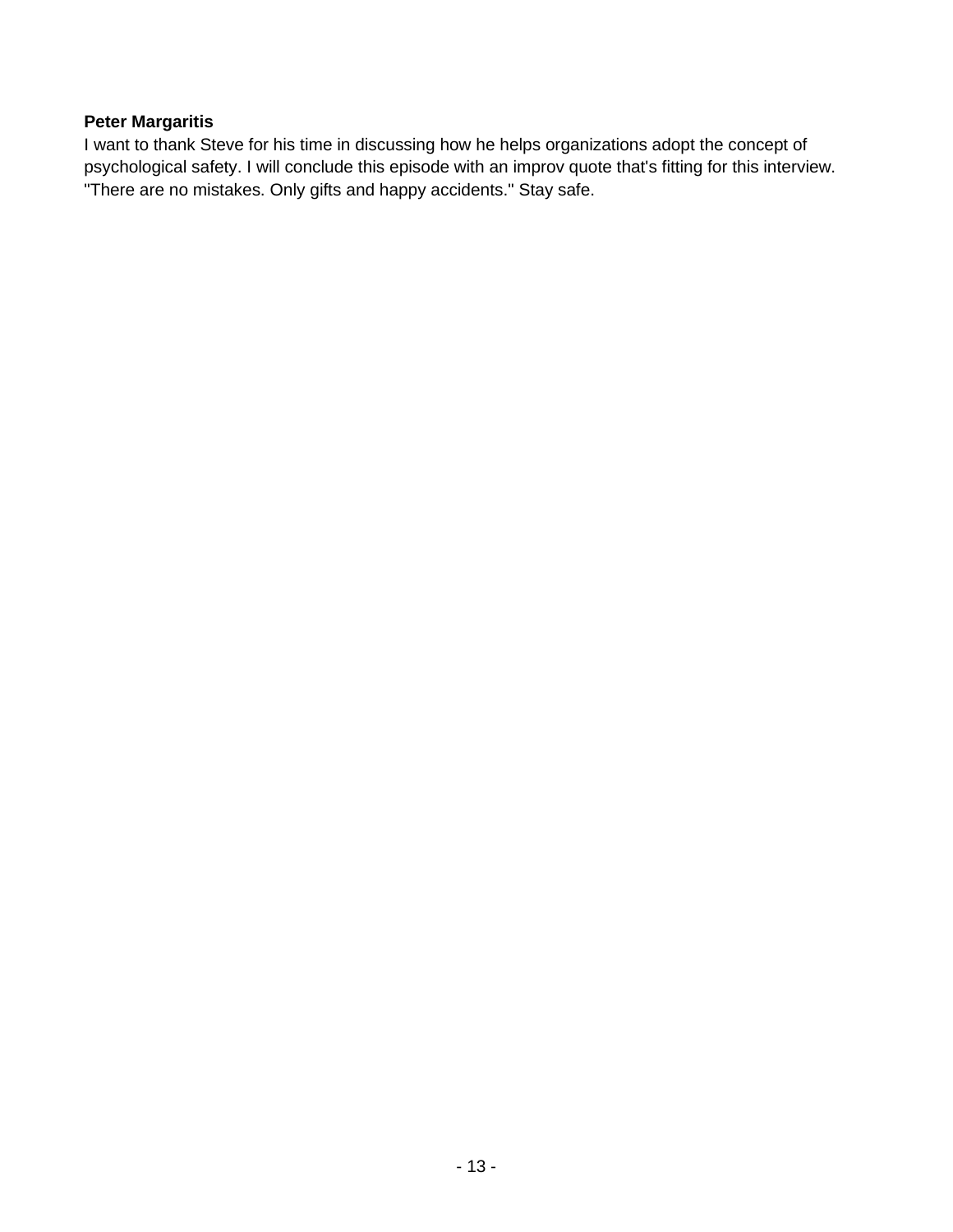**Peter Margaritis**

I want to thank Steve for his time in discussing how he helps organizations adopt the concept of psychological safety. I will conclude this episode with an improv quote that's fitting for this interview. "There are no mistakes. Only gifts and happy accidents." Stay safe.